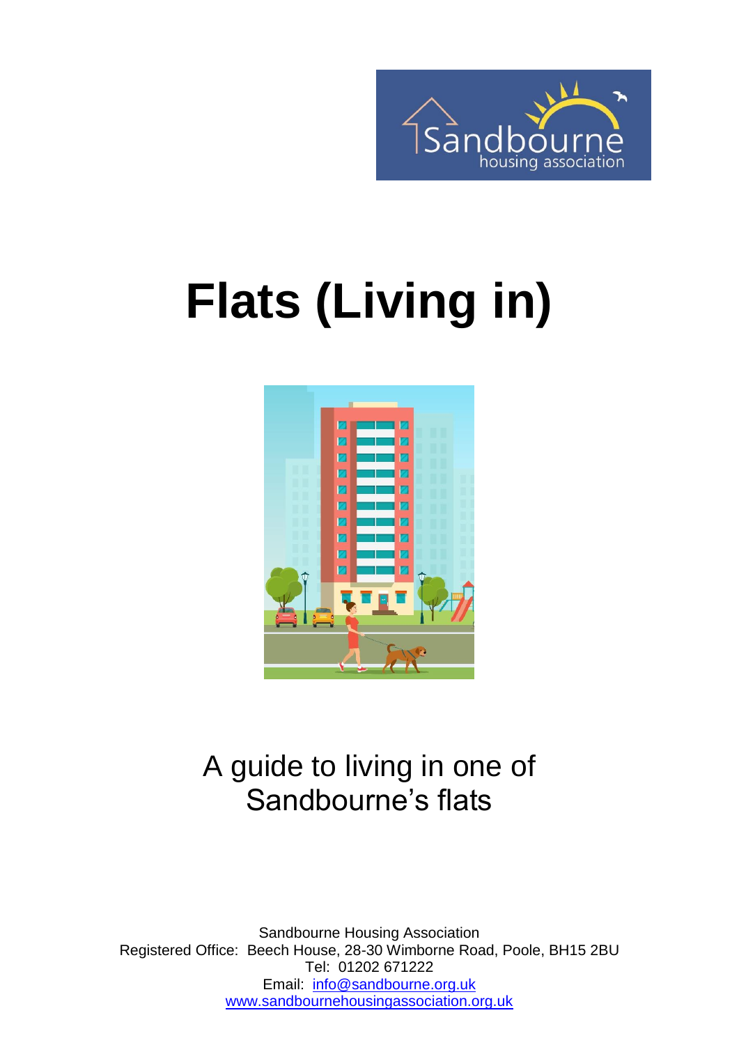# Flats (Living in)

A guide to living in one of Sandbourne's flats

Sandbourne Housing Association
Registered Office: Beech House, 28-30 Wimborne Road, Poole, BH15 2BU
Tel: 01202 671222
Email: info@sandbourne.org.uk
www.sandbournehousingassociation.org.uk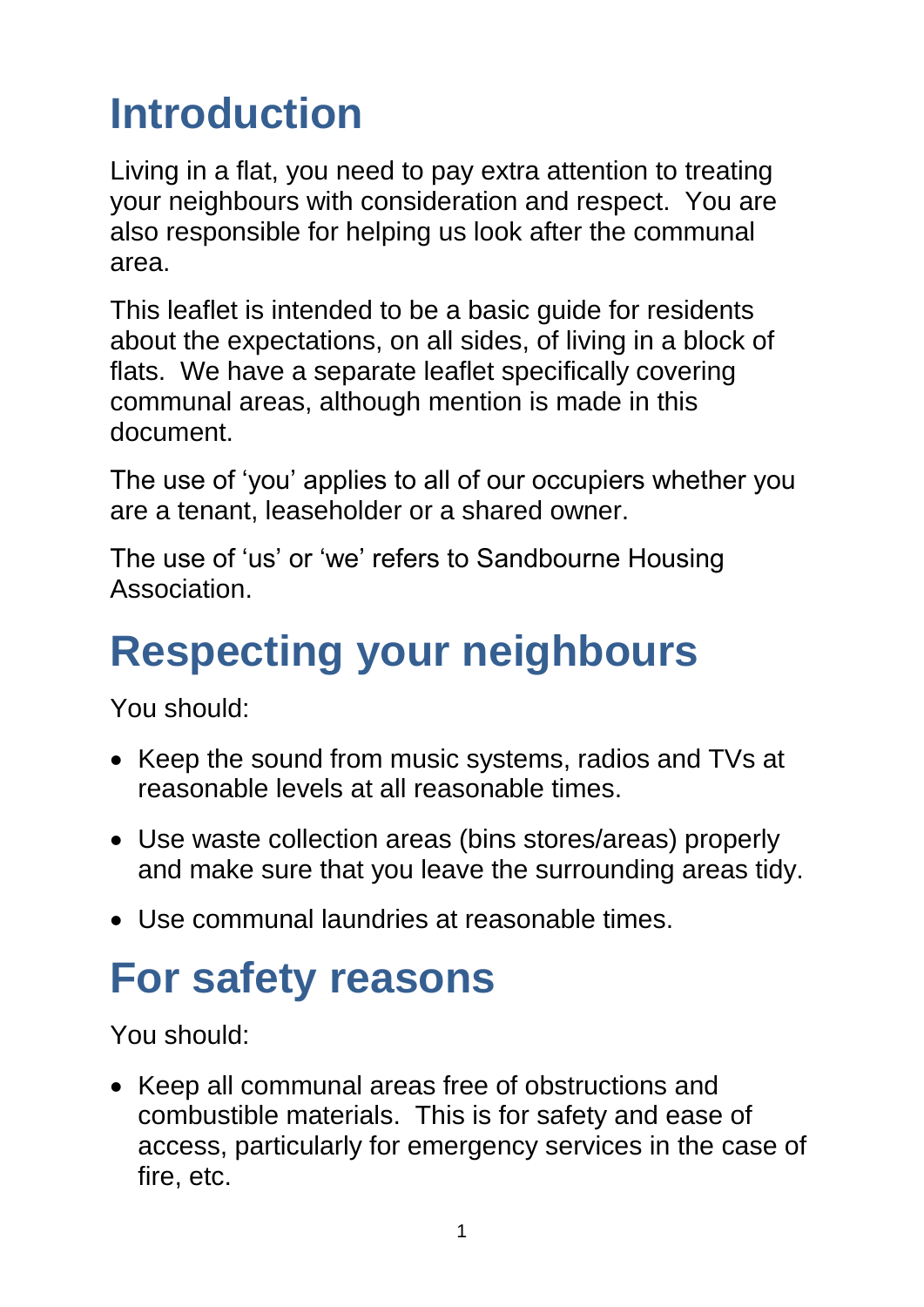# Introduction

Living in a flat, you need to pay extra attention to treating your neighbours with consideration and respect. You are also responsible for helping us look after the communal area.

This leaflet is intended to be a basic guide for residents about the expectations, on all sides, of living in a block of flats. We have a separate leaflet specifically covering communal areas, although mention is made in this document.

The use of 'you' applies to all of our occupiers whether you are a tenant, leaseholder or a shared owner.

The use of 'us' or 'we' refers to Sandbourne Housing Association.

# Respecting your neighbours

You should:

- Keep the sound from music systems, radios and TVs at reasonable levels at all reasonable times.
- Use waste collection areas (bins stores/areas) properly and make sure that you leave the surrounding areas tidy.
- Use communal laundries at reasonable times.

# For safety reasons

You should:

- Keep all communal areas free of obstructions and combustible materials. This is for safety and ease of access, particularly for emergency services in the case of fire, etc.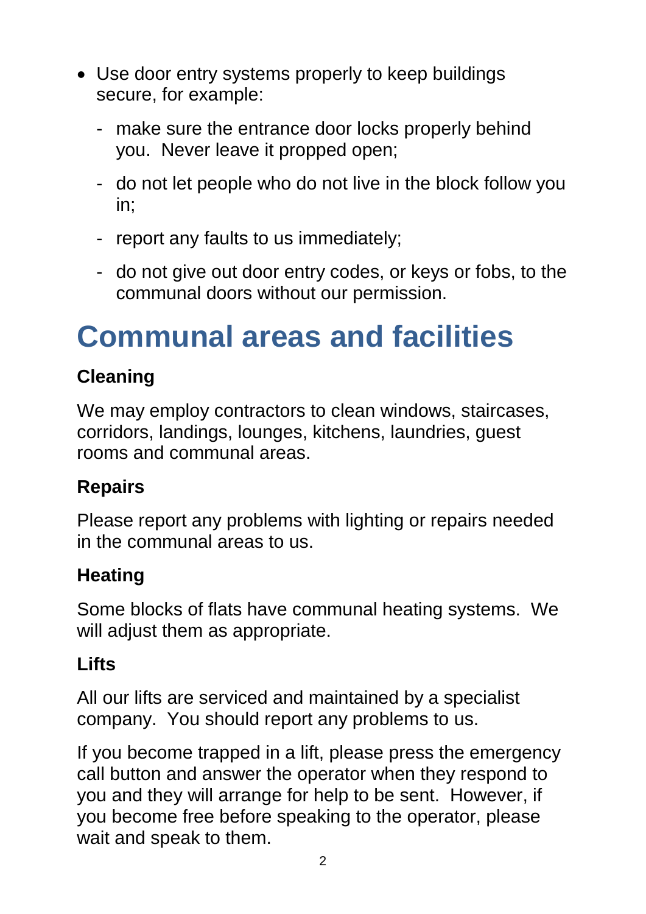- Use door entry systems properly to keep buildings secure, for example:
  - make sure the entrance door locks properly behind you.  Never leave it propped open;
  - do not let people who do not live in the block follow you in;
  - report any faults to us immediately;
  - do not give out door entry codes, or keys or fobs, to the communal doors without our permission.

# Communal areas and facilities

### Cleaning

We may employ contractors to clean windows, staircases, corridors, landings, lounges, kitchens, laundries, guest rooms and communal areas.

### Repairs

Please report any problems with lighting or repairs needed in the communal areas to us.

### Heating

Some blocks of flats have communal heating systems.  We will adjust them as appropriate.

### Lifts

All our lifts are serviced and maintained by a specialist company.  You should report any problems to us.

If you become trapped in a lift, please press the emergency call button and answer the operator when they respond to you and they will arrange for help to be sent.  However, if you become free before speaking to the operator, please wait and speak to them.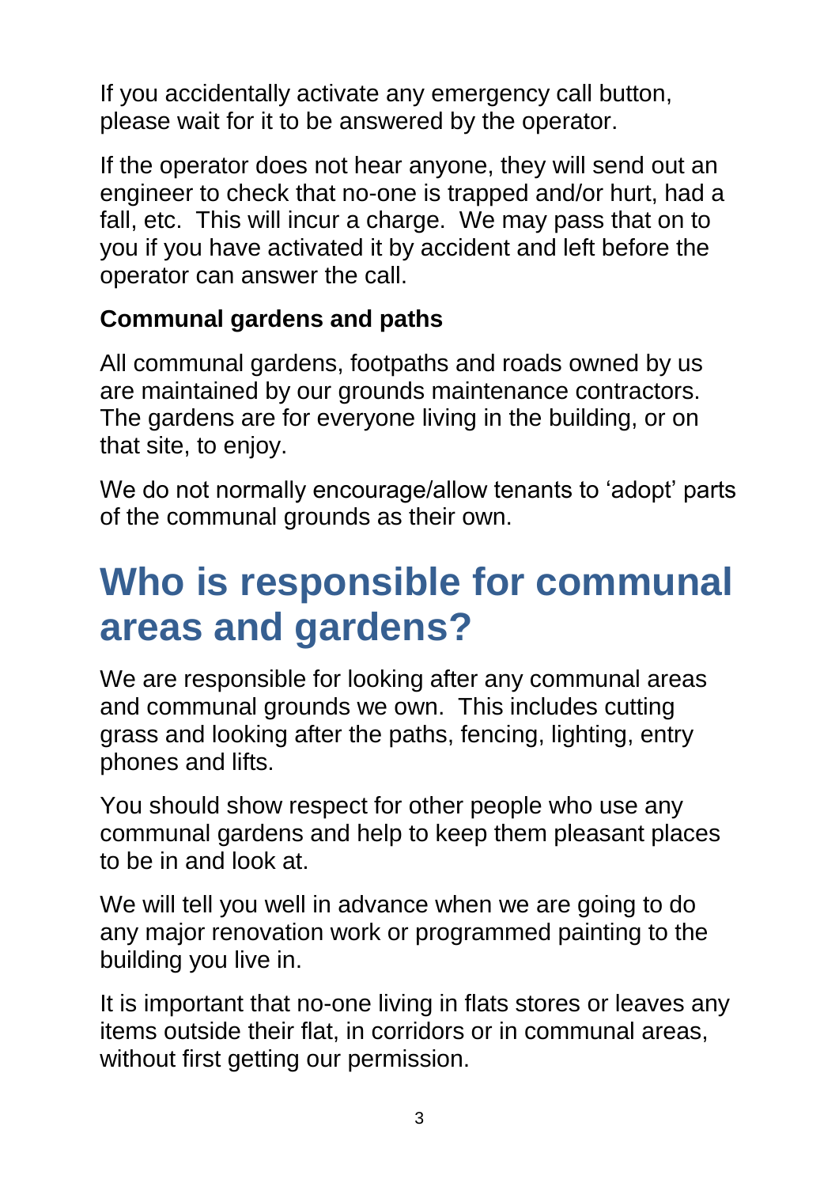If you accidentally activate any emergency call button, please wait for it to be answered by the operator.

If the operator does not hear anyone, they will send out an engineer to check that no-one is trapped and/or hurt, had a fall, etc.  This will incur a charge.  We may pass that on to you if you have activated it by accident and left before the operator can answer the call.

**Communal gardens and paths**

All communal gardens, footpaths and roads owned by us are maintained by our grounds maintenance contractors. The gardens are for everyone living in the building, or on that site, to enjoy.

We do not normally encourage/allow tenants to 'adopt' parts of the communal grounds as their own.

# Who is responsible for communal areas and gardens?

We are responsible for looking after any communal areas and communal grounds we own.  This includes cutting grass and looking after the paths, fencing, lighting, entry phones and lifts.

You should show respect for other people who use any communal gardens and help to keep them pleasant places to be in and look at.

We will tell you well in advance when we are going to do any major renovation work or programmed painting to the building you live in.

It is important that no-one living in flats stores or leaves any items outside their flat, in corridors or in communal areas, without first getting our permission.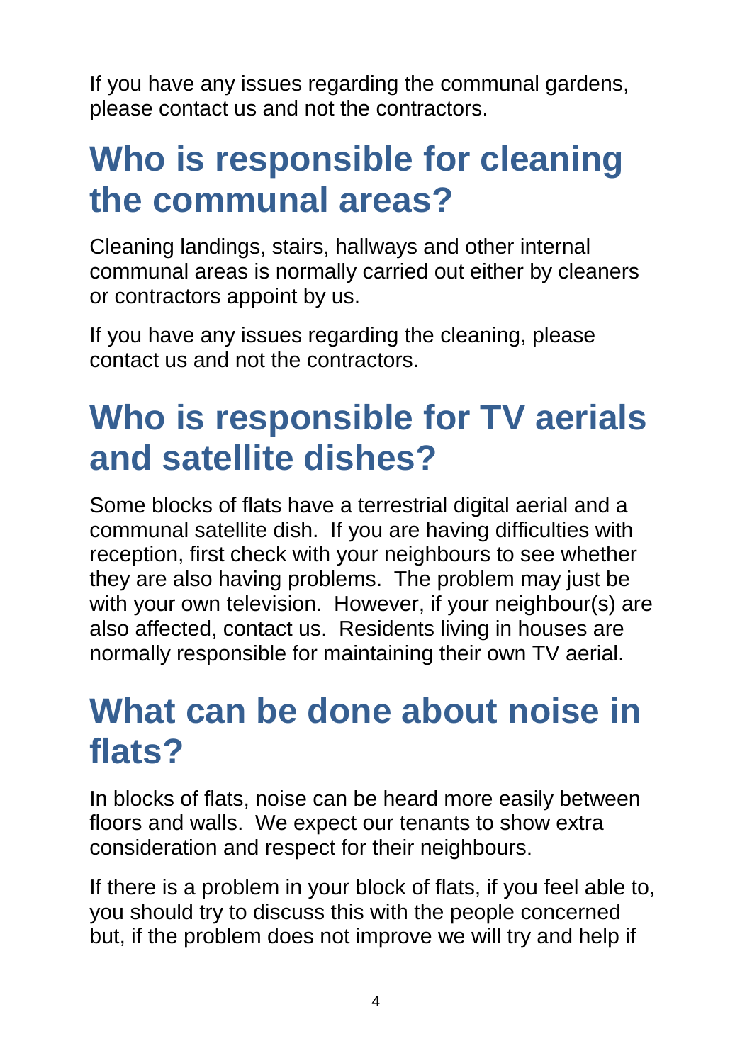If you have any issues regarding the communal gardens, please contact us and not the contractors.

## Who is responsible for cleaning the communal areas?

Cleaning landings, stairs, hallways and other internal communal areas is normally carried out either by cleaners or contractors appoint by us.

If you have any issues regarding the cleaning, please contact us and not the contractors.

## Who is responsible for TV aerials and satellite dishes?

Some blocks of flats have a terrestrial digital aerial and a communal satellite dish. If you are having difficulties with reception, first check with your neighbours to see whether they are also having problems. The problem may just be with your own television. However, if your neighbour(s) are also affected, contact us. Residents living in houses are normally responsible for maintaining their own TV aerial.

## What can be done about noise in flats?

In blocks of flats, noise can be heard more easily between floors and walls. We expect our tenants to show extra consideration and respect for their neighbours.

If there is a problem in your block of flats, if you feel able to, you should try to discuss this with the people concerned but, if the problem does not improve we will try and help if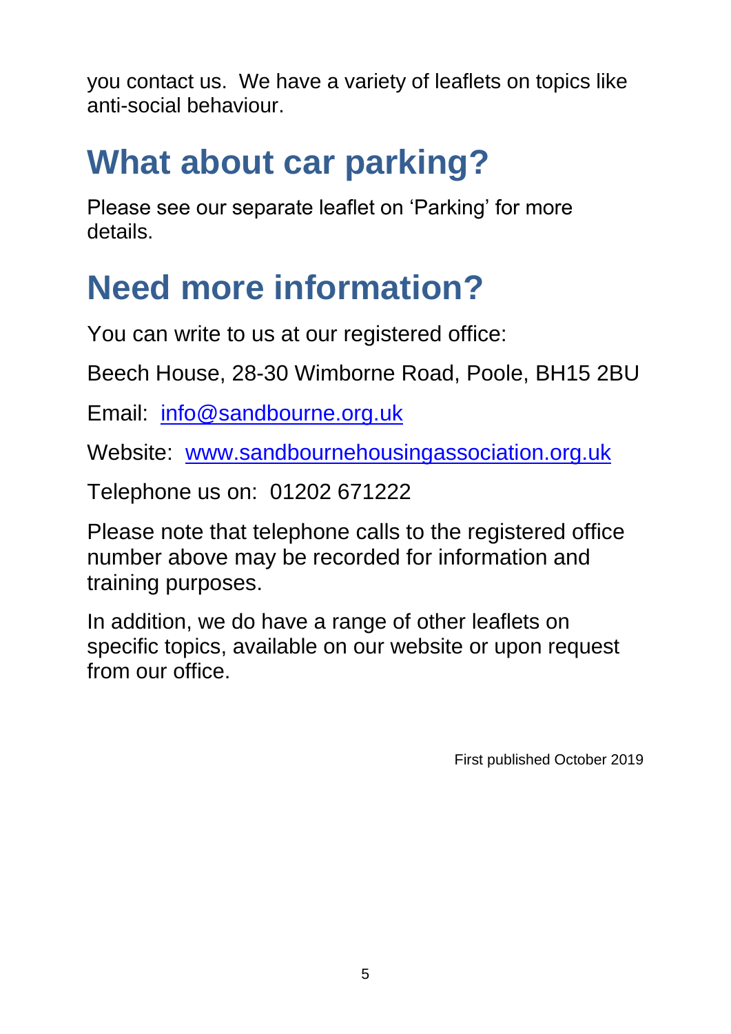you contact us. We have a variety of leaflets on topics like anti-social behaviour.

## What about car parking?

Please see our separate leaflet on 'Parking' for more details.

## Need more information?

You can write to us at our registered office:

Beech House, 28-30 Wimborne Road, Poole, BH15 2BU

Email: [info@sandbourne.org.uk](mailto:info@sandbourne.org.uk)

Website: [www.sandbournehousingassociation.org.uk](http://www.sandbournehousingassociation.org.uk)

Telephone us on: 01202 671222

Please note that telephone calls to the registered office number above may be recorded for information and training purposes.

In addition, we do have a range of other leaflets on specific topics, available on our website or upon request from our office.

First published October 2019